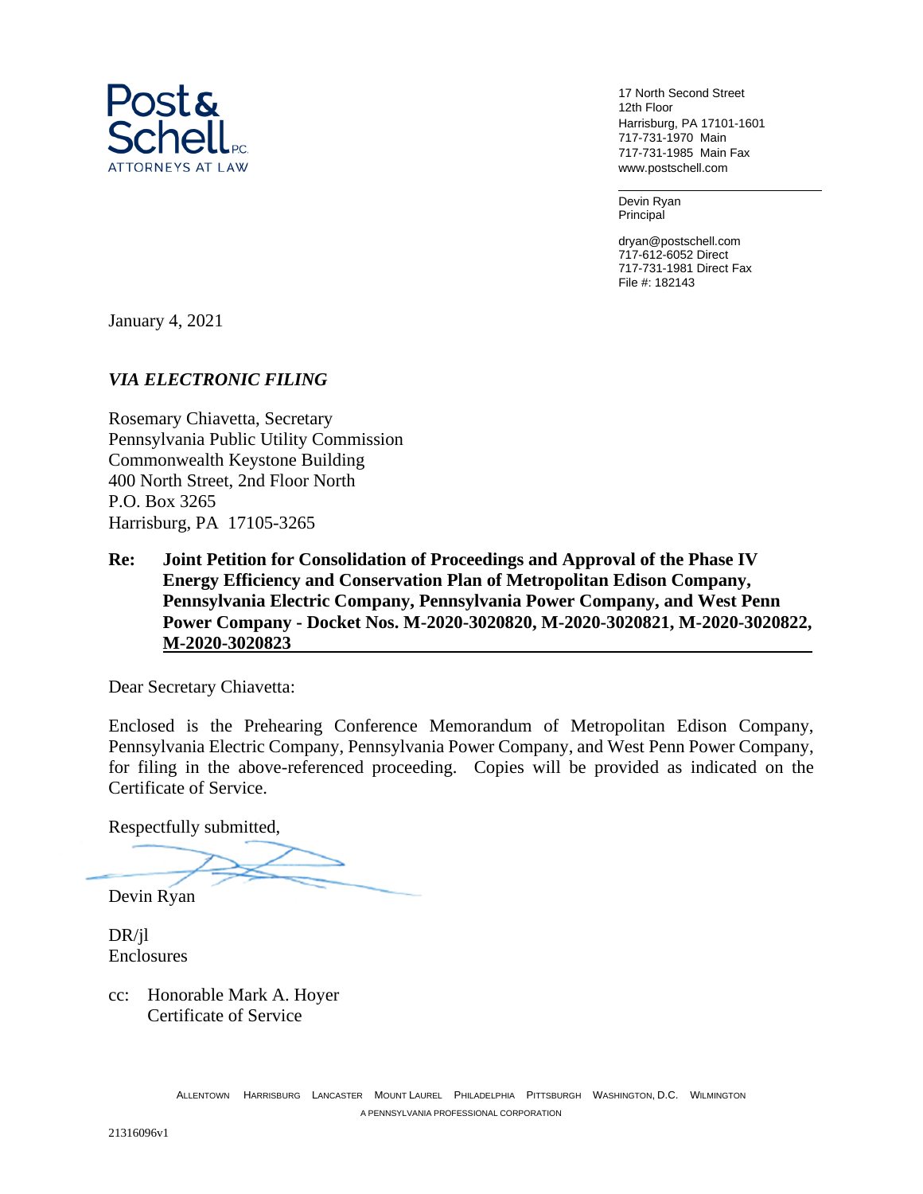**Post & Schell** P.C.
ATTORNEYS AT LAW

17 North Second Street
12th Floor
Harrisburg, PA 17101-1601
717-731-1970 Main
717-731-1985 Main Fax
www.postschell.com

Devin Ryan
Principal

dryan@postschell.com
717-612-6052 Direct
717-731-1981 Direct Fax
File #: 182143

January 4, 2021

***VIA ELECTRONIC FILING***

Rosemary Chiavetta, Secretary
Pennsylvania Public Utility Commission
Commonwealth Keystone Building
400 North Street, 2nd Floor North
P.O. Box 3265
Harrisburg, PA 17105-3265

**Re: Joint Petition for Consolidation of Proceedings and Approval of the Phase IV Energy Efficiency and Conservation Plan of Metropolitan Edison Company, Pennsylvania Electric Company, Pennsylvania Power Company, and West Penn Power Company - Docket Nos. M-2020-3020820, M-2020-3020821, M-2020-3020822, M-2020-3020823**

Dear Secretary Chiavetta:

Enclosed is the Prehearing Conference Memorandum of Metropolitan Edison Company, Pennsylvania Electric Company, Pennsylvania Power Company, and West Penn Power Company, for filing in the above-referenced proceeding. Copies will be provided as indicated on the Certificate of Service.

Respectfully submitted,

Devin Ryan

DR/jl
Enclosures

cc: Honorable Mark A. Hoyer
Certificate of Service

ALLENTOWN HARRISBURG LANCASTER MOUNT LAUREL PHILADELPHIA PITTSBURGH WASHINGTON, D.C. WILMINGTON
A PENNSYLVANIA PROFESSIONAL CORPORATION

21316096v1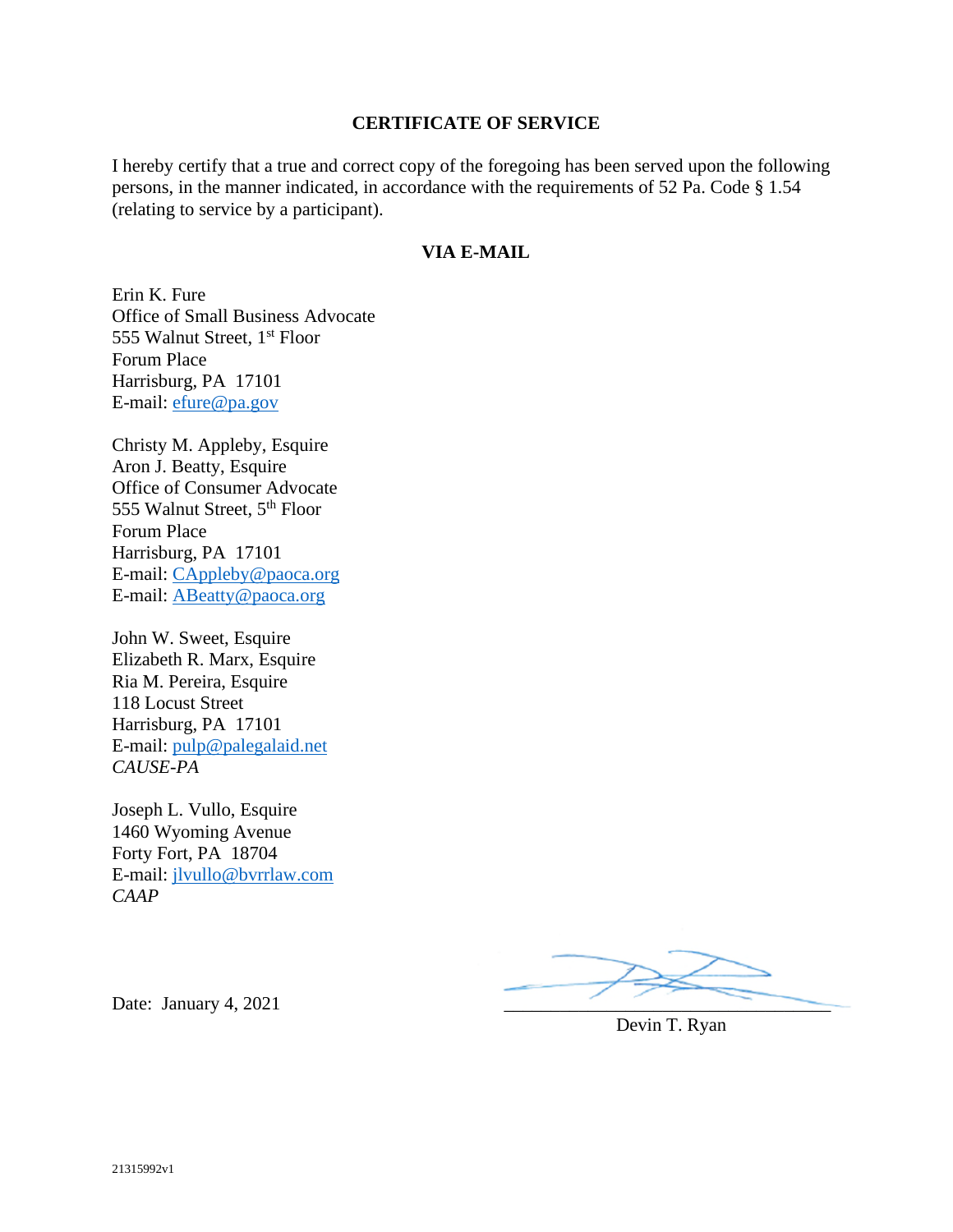## CERTIFICATE OF SERVICE

I hereby certify that a true and correct copy of the foregoing has been served upon the following persons, in the manner indicated, in accordance with the requirements of 52 Pa. Code § 1.54 (relating to service by a participant).

### VIA E-MAIL

Erin K. Fure
Office of Small Business Advocate
555 Walnut Street, 1st Floor
Forum Place
Harrisburg, PA 17101
E-mail: efure@pa.gov

Christy M. Appleby, Esquire
Aron J. Beatty, Esquire
Office of Consumer Advocate
555 Walnut Street, 5th Floor
Forum Place
Harrisburg, PA 17101
E-mail: CAppleby@paoca.org
E-mail: ABeatty@paoca.org

John W. Sweet, Esquire
Elizabeth R. Marx, Esquire
Ria M. Pereira, Esquire
118 Locust Street
Harrisburg, PA 17101
E-mail: pulp@palegalaid.net
*CAUSE-PA*

Joseph L. Vullo, Esquire
1460 Wyoming Avenue
Forty Fort, PA 18704
E-mail: jlvullo@bvrrlaw.com
*CAAP*

Date: January 4, 2021

Devin T. Ryan

21315992v1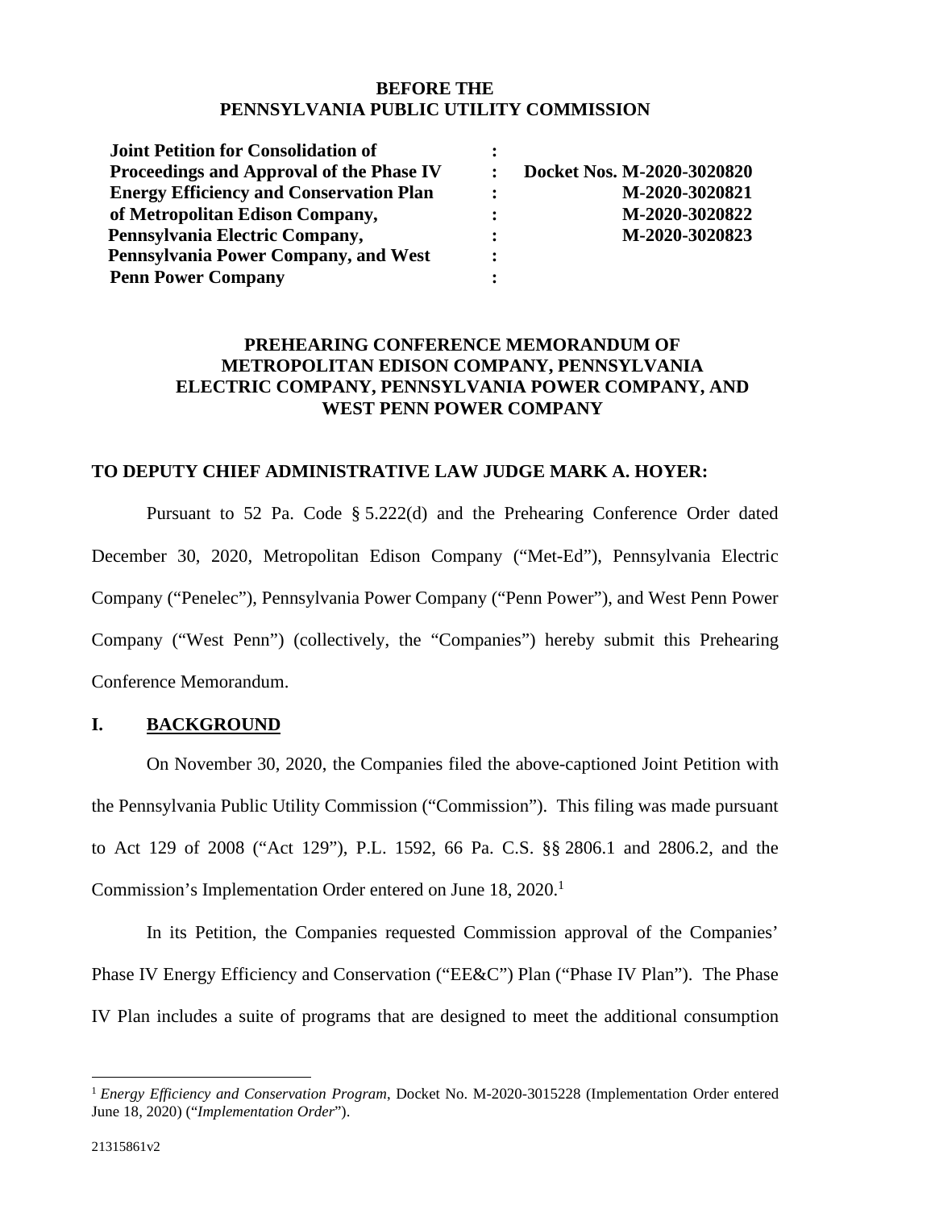**BEFORE THE
PENNSYLVANIA PUBLIC UTILITY COMMISSION**

| | | |
|---|---|---|
| **Joint Petition for Consolidation of Proceedings and Approval of the Phase IV Energy Efficiency and Conservation Plan of Metropolitan Edison Company, Pennsylvania Electric Company, Pennsylvania Power Company, and West Penn Power Company** | : | **Docket Nos. M-2020-3020820 M-2020-3020821 M-2020-3020822 M-2020-3020823** |

**PREHEARING CONFERENCE MEMORANDUM OF METROPOLITAN EDISON COMPANY, PENNSYLVANIA ELECTRIC COMPANY, PENNSYLVANIA POWER COMPANY, AND WEST PENN POWER COMPANY**

**TO DEPUTY CHIEF ADMINISTRATIVE LAW JUDGE MARK A. HOYER:**

Pursuant to 52 Pa. Code § 5.222(d) and the Prehearing Conference Order dated December 30, 2020, Metropolitan Edison Company ("Met-Ed"), Pennsylvania Electric Company ("Penelec"), Pennsylvania Power Company ("Penn Power"), and West Penn Power Company ("West Penn") (collectively, the "Companies") hereby submit this Prehearing Conference Memorandum.

## I. BACKGROUND

On November 30, 2020, the Companies filed the above-captioned Joint Petition with the Pennsylvania Public Utility Commission ("Commission"). This filing was made pursuant to Act 129 of 2008 ("Act 129"), P.L. 1592, 66 Pa. C.S. §§ 2806.1 and 2806.2, and the Commission's Implementation Order entered on June 18, 2020.[1]

In its Petition, the Companies requested Commission approval of the Companies' Phase IV Energy Efficiency and Conservation ("EE&C") Plan ("Phase IV Plan"). The Phase IV Plan includes a suite of programs that are designed to meet the additional consumption

---

[1] *Energy Efficiency and Conservation Program*, Docket No. M-2020-3015228 (Implementation Order entered June 18, 2020) ("*Implementation Order*").

21315861v2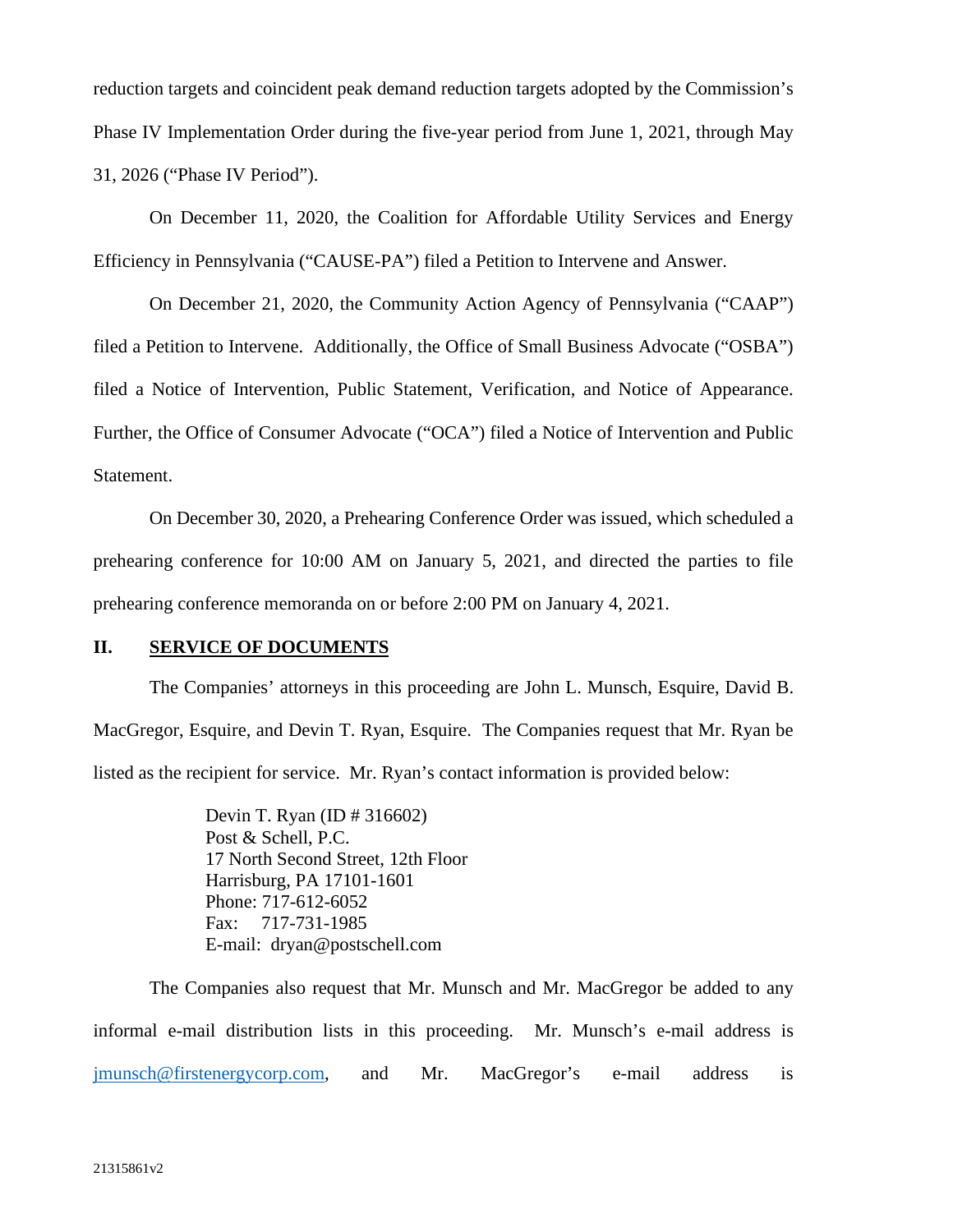reduction targets and coincident peak demand reduction targets adopted by the Commission's Phase IV Implementation Order during the five-year period from June 1, 2021, through May 31, 2026 ("Phase IV Period").

On December 11, 2020, the Coalition for Affordable Utility Services and Energy Efficiency in Pennsylvania ("CAUSE-PA") filed a Petition to Intervene and Answer.

On December 21, 2020, the Community Action Agency of Pennsylvania ("CAAP") filed a Petition to Intervene. Additionally, the Office of Small Business Advocate ("OSBA") filed a Notice of Intervention, Public Statement, Verification, and Notice of Appearance. Further, the Office of Consumer Advocate ("OCA") filed a Notice of Intervention and Public Statement.

On December 30, 2020, a Prehearing Conference Order was issued, which scheduled a prehearing conference for 10:00 AM on January 5, 2021, and directed the parties to file prehearing conference memoranda on or before 2:00 PM on January 4, 2021.

## II. SERVICE OF DOCUMENTS

The Companies' attorneys in this proceeding are John L. Munsch, Esquire, David B. MacGregor, Esquire, and Devin T. Ryan, Esquire. The Companies request that Mr. Ryan be listed as the recipient for service. Mr. Ryan's contact information is provided below:

> Devin T. Ryan (ID # 316602)
> Post & Schell, P.C.
> 17 North Second Street, 12th Floor
> Harrisburg, PA 17101-1601
> Phone: 717-612-6052
> Fax: 717-731-1985
> E-mail: dryan@postschell.com

The Companies also request that Mr. Munsch and Mr. MacGregor be added to any informal e-mail distribution lists in this proceeding. Mr. Munsch's e-mail address is jmunsch@firstenergycorp.com, and Mr. MacGregor's e-mail address is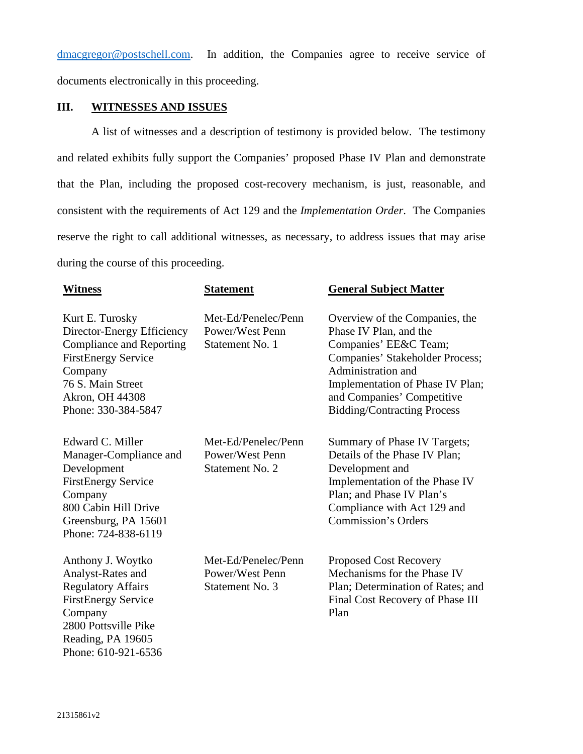dmacgregor@postschell.com. In addition, the Companies agree to receive service of documents electronically in this proceeding.

## III. WITNESSES AND ISSUES

A list of witnesses and a description of testimony is provided below. The testimony and related exhibits fully support the Companies' proposed Phase IV Plan and demonstrate that the Plan, including the proposed cost-recovery mechanism, is just, reasonable, and consistent with the requirements of Act 129 and the *Implementation Order*. The Companies reserve the right to call additional witnesses, as necessary, to address issues that may arise during the course of this proceeding.

| Witness | Statement | General Subject Matter |
|---|---|---|
| Kurt E. Turosky<br>Director-Energy Efficiency Compliance and Reporting<br>FirstEnergy Service Company<br>76 S. Main Street<br>Akron, OH 44308<br>Phone: 330-384-5847 | Met-Ed/Penelec/Penn Power/West Penn Statement No. 1 | Overview of the Companies, the Phase IV Plan, and the Companies' EE&C Team; Companies' Stakeholder Process; Administration and Implementation of Phase IV Plan; and Companies' Competitive Bidding/Contracting Process |
| Edward C. Miller<br>Manager-Compliance and Development<br>FirstEnergy Service Company<br>800 Cabin Hill Drive<br>Greensburg, PA 15601<br>Phone: 724-838-6119 | Met-Ed/Penelec/Penn Power/West Penn Statement No. 2 | Summary of Phase IV Targets; Details of the Phase IV Plan; Development and Implementation of the Phase IV Plan; and Phase IV Plan's Compliance with Act 129 and Commission's Orders |
| Anthony J. Woytko<br>Analyst-Rates and Regulatory Affairs<br>FirstEnergy Service Company<br>2800 Pottsville Pike<br>Reading, PA 19605<br>Phone: 610-921-6536 | Met-Ed/Penelec/Penn Power/West Penn Statement No. 3 | Proposed Cost Recovery Mechanisms for the Phase IV Plan; Determination of Rates; and Final Cost Recovery of Phase III Plan |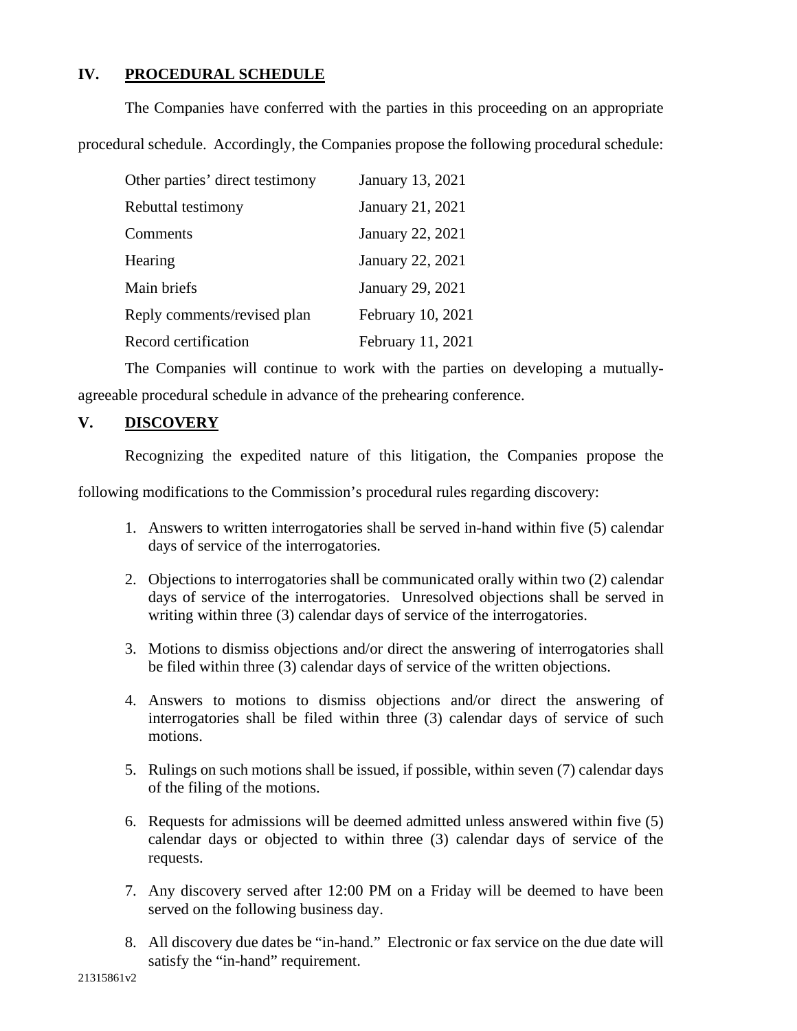## IV. PROCEDURAL SCHEDULE

The Companies have conferred with the parties in this proceeding on an appropriate procedural schedule. Accordingly, the Companies propose the following procedural schedule:

| | |
|---|---|
| Other parties' direct testimony | January 13, 2021 |
| Rebuttal testimony | January 21, 2021 |
| Comments | January 22, 2021 |
| Hearing | January 22, 2021 |
| Main briefs | January 29, 2021 |
| Reply comments/revised plan | February 10, 2021 |
| Record certification | February 11, 2021 |

The Companies will continue to work with the parties on developing a mutually-agreeable procedural schedule in advance of the prehearing conference.

## V. DISCOVERY

Recognizing the expedited nature of this litigation, the Companies propose the following modifications to the Commission's procedural rules regarding discovery:

1. Answers to written interrogatories shall be served in-hand within five (5) calendar days of service of the interrogatories.
2. Objections to interrogatories shall be communicated orally within two (2) calendar days of service of the interrogatories. Unresolved objections shall be served in writing within three (3) calendar days of service of the interrogatories.
3. Motions to dismiss objections and/or direct the answering of interrogatories shall be filed within three (3) calendar days of service of the written objections.
4. Answers to motions to dismiss objections and/or direct the answering of interrogatories shall be filed within three (3) calendar days of service of such motions.
5. Rulings on such motions shall be issued, if possible, within seven (7) calendar days of the filing of the motions.
6. Requests for admissions will be deemed admitted unless answered within five (5) calendar days or objected to within three (3) calendar days of service of the requests.
7. Any discovery served after 12:00 PM on a Friday will be deemed to have been served on the following business day.
8. All discovery due dates be "in-hand." Electronic or fax service on the due date will satisfy the "in-hand" requirement.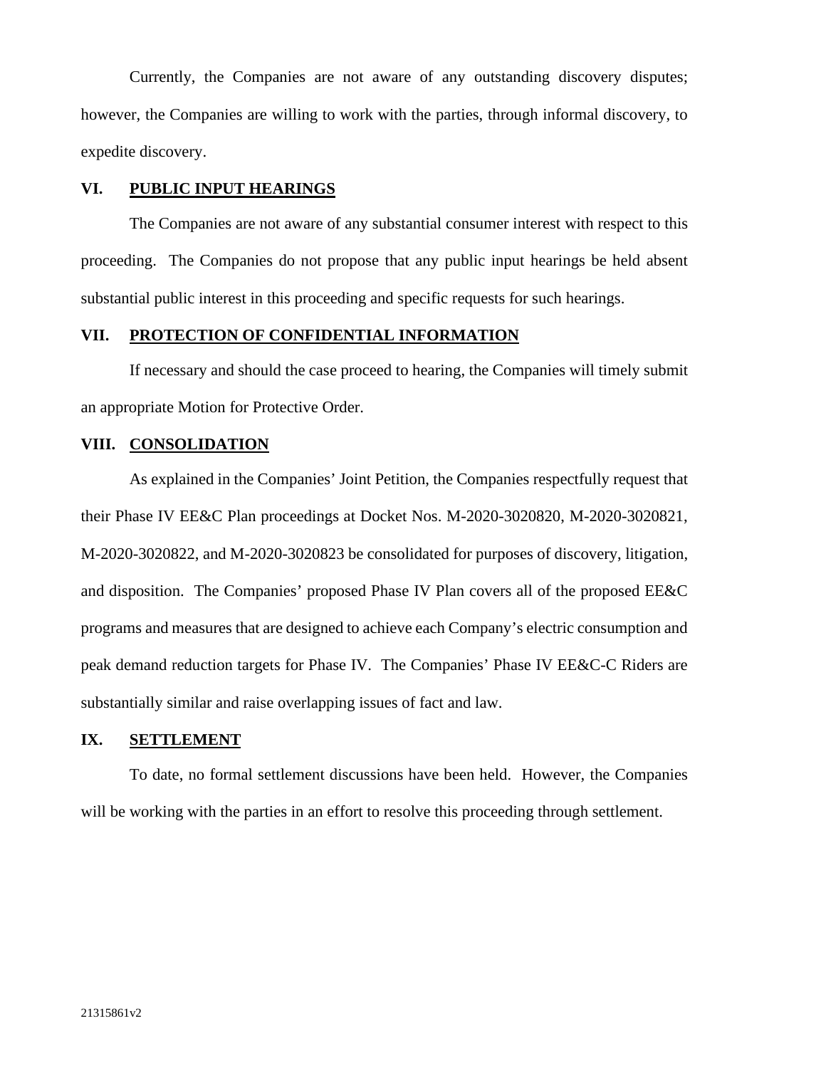Currently, the Companies are not aware of any outstanding discovery disputes; however, the Companies are willing to work with the parties, through informal discovery, to expedite discovery.

## VI. PUBLIC INPUT HEARINGS

The Companies are not aware of any substantial consumer interest with respect to this proceeding. The Companies do not propose that any public input hearings be held absent substantial public interest in this proceeding and specific requests for such hearings.

## VII. PROTECTION OF CONFIDENTIAL INFORMATION

If necessary and should the case proceed to hearing, the Companies will timely submit an appropriate Motion for Protective Order.

## VIII. CONSOLIDATION

As explained in the Companies' Joint Petition, the Companies respectfully request that their Phase IV EE&C Plan proceedings at Docket Nos. M-2020-3020820, M-2020-3020821, M-2020-3020822, and M-2020-3020823 be consolidated for purposes of discovery, litigation, and disposition. The Companies' proposed Phase IV Plan covers all of the proposed EE&C programs and measures that are designed to achieve each Company's electric consumption and peak demand reduction targets for Phase IV. The Companies' Phase IV EE&C-C Riders are substantially similar and raise overlapping issues of fact and law.

## IX. SETTLEMENT

To date, no formal settlement discussions have been held. However, the Companies will be working with the parties in an effort to resolve this proceeding through settlement.

21315861v2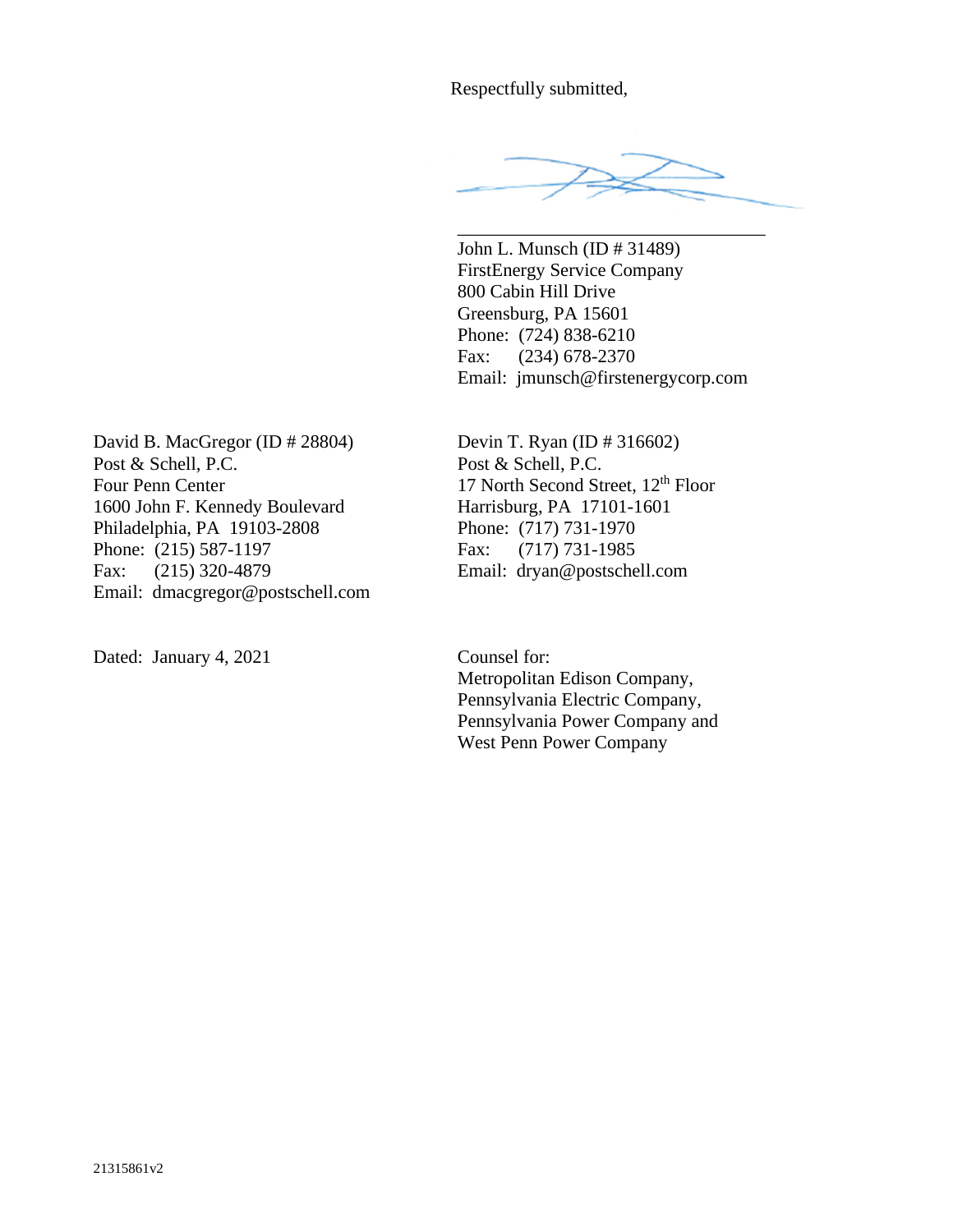Respectfully submitted,

\_\_\_\_\_\_\_\_\_\_\_\_\_\_\_\_\_\_\_\_\_\_\_\_\_\_\_\_\_\_\_\_\_\_\_

John L. Munsch (ID # 31489)
FirstEnergy Service Company
800 Cabin Hill Drive
Greensburg, PA 15601
Phone: (724) 838-6210
Fax: (234) 678-2370
Email: jmunsch@firstenergycorp.com

David B. MacGregor (ID # 28804)
Post & Schell, P.C.
Four Penn Center
1600 John F. Kennedy Boulevard
Philadelphia, PA 19103-2808
Phone: (215) 587-1197
Fax: (215) 320-4879
Email: dmacgregor@postschell.com

Devin T. Ryan (ID # 316602)
Post & Schell, P.C.
17 North Second Street, 12th Floor
Harrisburg, PA 17101-1601
Phone: (717) 731-1970
Fax: (717) 731-1985
Email: dryan@postschell.com

Dated: January 4, 2021

Counsel for:
Metropolitan Edison Company,
Pennsylvania Electric Company,
Pennsylvania Power Company and
West Penn Power Company

21315861v2